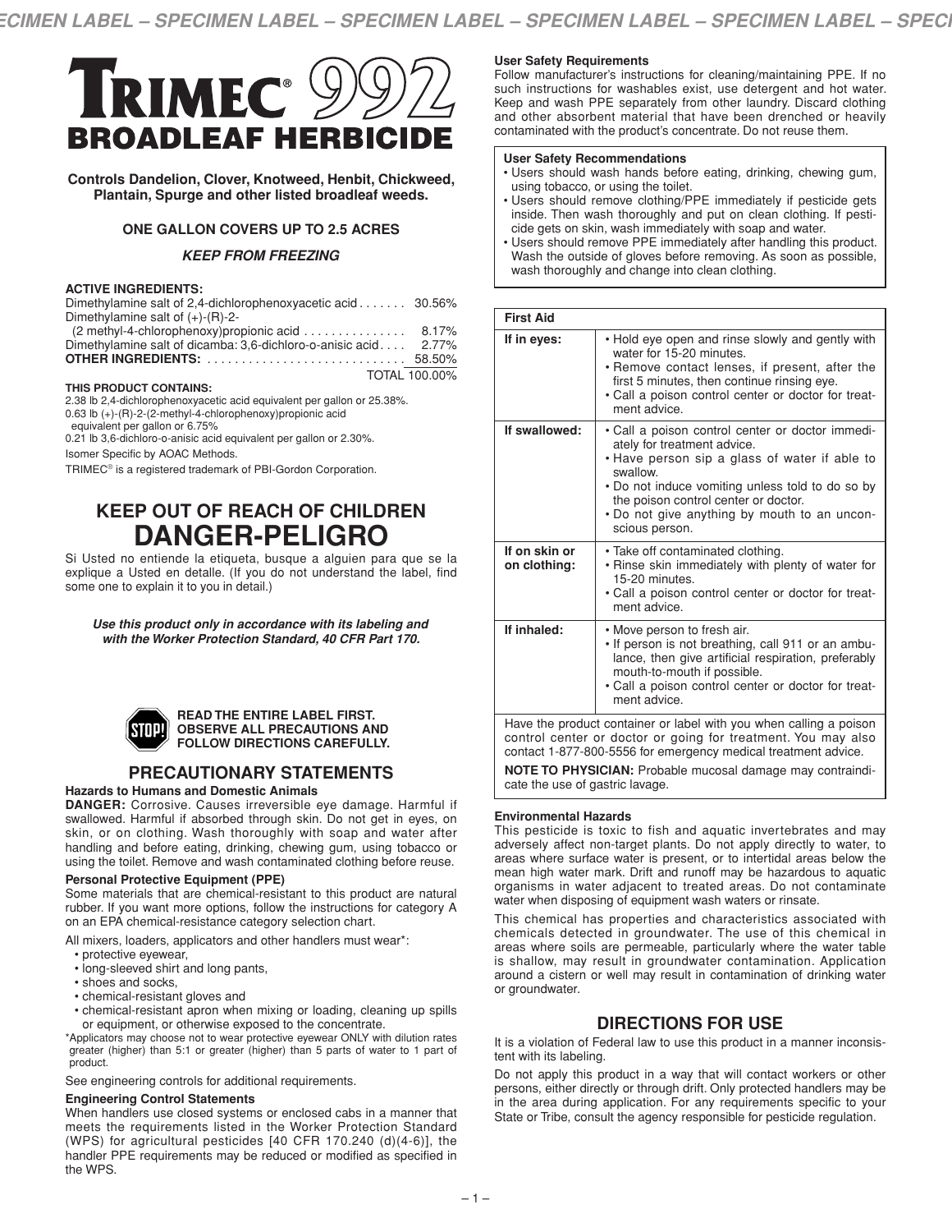# TRIMEC® 992 BROADLEAF HERBICIDE

**Controls Dandelion, Clover, Knotweed, Henbit, Chickweed, Plantain, Spurge and other listed broadleaf weeds.**

**ONE GALLON COVERS UP TO 2.5 ACRES**

***KEEP FROM FREEZING***

**ACTIVE INGREDIENTS:**

| | |
|---|---|
| Dimethylamine salt of 2,4-dichlorophenoxyacetic acid | 30.56% |
| Dimethylamine salt of (+)-(R)-2-(2 methyl-4-chlorophenoxy)propionic acid | 8.17% |
| Dimethylamine salt of dicamba: 3,6-dichloro-o-anisic acid | 2.77% |
| **OTHER INGREDIENTS:** | 58.50% |
| | TOTAL 100.00% |

**THIS PRODUCT CONTAINS:**

2.38 lb 2,4-dichlorophenoxyacetic acid equivalent per gallon or 25.38%.
0.63 lb (+)-(R)-2-(2-methyl-4-chlorophenoxy)propionic acid equivalent per gallon or 6.75%
0.21 lb 3,6-dichloro-o-anisic acid equivalent per gallon or 2.30%.

Isomer Specific by AOAC Methods.

TRIMEC® is a registered trademark of PBI-Gordon Corporation.

## KEEP OUT OF REACH OF CHILDREN
## DANGER-PELIGRO

Si Usted no entiende la etiqueta, busque a alguien para que se la explique a Usted en detalle. (If you do not understand the label, find some one to explain it to you in detail.)

***Use this product only in accordance with its labeling and with the Worker Protection Standard, 40 CFR Part 170.***

**READ THE ENTIRE LABEL FIRST. OBSERVE ALL PRECAUTIONS AND FOLLOW DIRECTIONS CAREFULLY.**

## PRECAUTIONARY STATEMENTS

### Hazards to Humans and Domestic Animals

**DANGER:** Corrosive. Causes irreversible eye damage. Harmful if swallowed. Harmful if absorbed through skin. Do not get in eyes, on skin, or on clothing. Wash thoroughly with soap and water after handling and before eating, drinking, chewing gum, using tobacco or using the toilet. Remove and wash contaminated clothing before reuse.

### Personal Protective Equipment (PPE)

Some materials that are chemical-resistant to this product are natural rubber. If you want more options, follow the instructions for category A on an EPA chemical-resistance category selection chart.

All mixers, loaders, applicators and other handlers must wear*:

- protective eyewear,
- long-sleeved shirt and long pants,
- shoes and socks,
- chemical-resistant gloves and
- chemical-resistant apron when mixing or loading, cleaning up spills or equipment, or otherwise exposed to the concentrate.

*Applicators may choose not to wear protective eyewear ONLY with dilution rates greater (higher) than 5:1 or greater (higher) than 5 parts of water to 1 part of product.

See engineering controls for additional requirements.

### Engineering Control Statements

When handlers use closed systems or enclosed cabs in a manner that meets the requirements listed in the Worker Protection Standard (WPS) for agricultural pesticides [40 CFR 170.240 (d)(4-6)], the handler PPE requirements may be reduced or modified as specified in the WPS.

### User Safety Requirements

Follow manufacturer's instructions for cleaning/maintaining PPE. If no such instructions for washables exist, use detergent and hot water. Keep and wash PPE separately from other laundry. Discard clothing and other absorbent material that have been drenched or heavily contaminated with the product's concentrate. Do not reuse them.

### User Safety Recommendations

- Users should wash hands before eating, drinking, chewing gum, using tobacco, or using the toilet.
- Users should remove clothing/PPE immediately if pesticide gets inside. Then wash thoroughly and put on clean clothing. If pesticide gets on skin, wash immediately with soap and water.
- Users should remove PPE immediately after handling this product. Wash the outside of gloves before removing. As soon as possible, wash thoroughly and change into clean clothing.

| First Aid | |
|---|---|
| **If in eyes:** | • Hold eye open and rinse slowly and gently with water for 15-20 minutes. • Remove contact lenses, if present, after the first 5 minutes, then continue rinsing eye. • Call a poison control center or doctor for treatment advice. |
| **If swallowed:** | • Call a poison control center or doctor immediately for treatment advice. • Have person sip a glass of water if able to swallow. • Do not induce vomiting unless told to do so by the poison control center or doctor. • Do not give anything by mouth to an unconscious person. |
| **If on skin or on clothing:** | • Take off contaminated clothing. • Rinse skin immediately with plenty of water for 15-20 minutes. • Call a poison control center or doctor for treatment advice. |
| **If inhaled:** | • Move person to fresh air. • If person is not breathing, call 911 or an ambulance, then give artificial respiration, preferably mouth-to-mouth if possible. • Call a poison control center or doctor for treatment advice. |

Have the product container or label with you when calling a poison control center or doctor or going for treatment. You may also contact 1-877-800-5556 for emergency medical treatment advice.

**NOTE TO PHYSICIAN:** Probable mucosal damage may contraindicate the use of gastric lavage.

### Environmental Hazards

This pesticide is toxic to fish and aquatic invertebrates and may adversely affect non-target plants. Do not apply directly to water, to areas where surface water is present, or to intertidal areas below the mean high water mark. Drift and runoff may be hazardous to aquatic organisms in water adjacent to treated areas. Do not contaminate water when disposing of equipment wash waters or rinsate.

This chemical has properties and characteristics associated with chemicals detected in groundwater. The use of this chemical in areas where soils are permeable, particularly where the water table is shallow, may result in groundwater contamination. Application around a cistern or well may result in contamination of drinking water or groundwater.

## DIRECTIONS FOR USE

It is a violation of Federal law to use this product in a manner inconsistent with its labeling.

Do not apply this product in a way that will contact workers or other persons, either directly or through drift. Only protected handlers may be in the area during application. For any requirements specific to your State or Tribe, consult the agency responsible for pesticide regulation.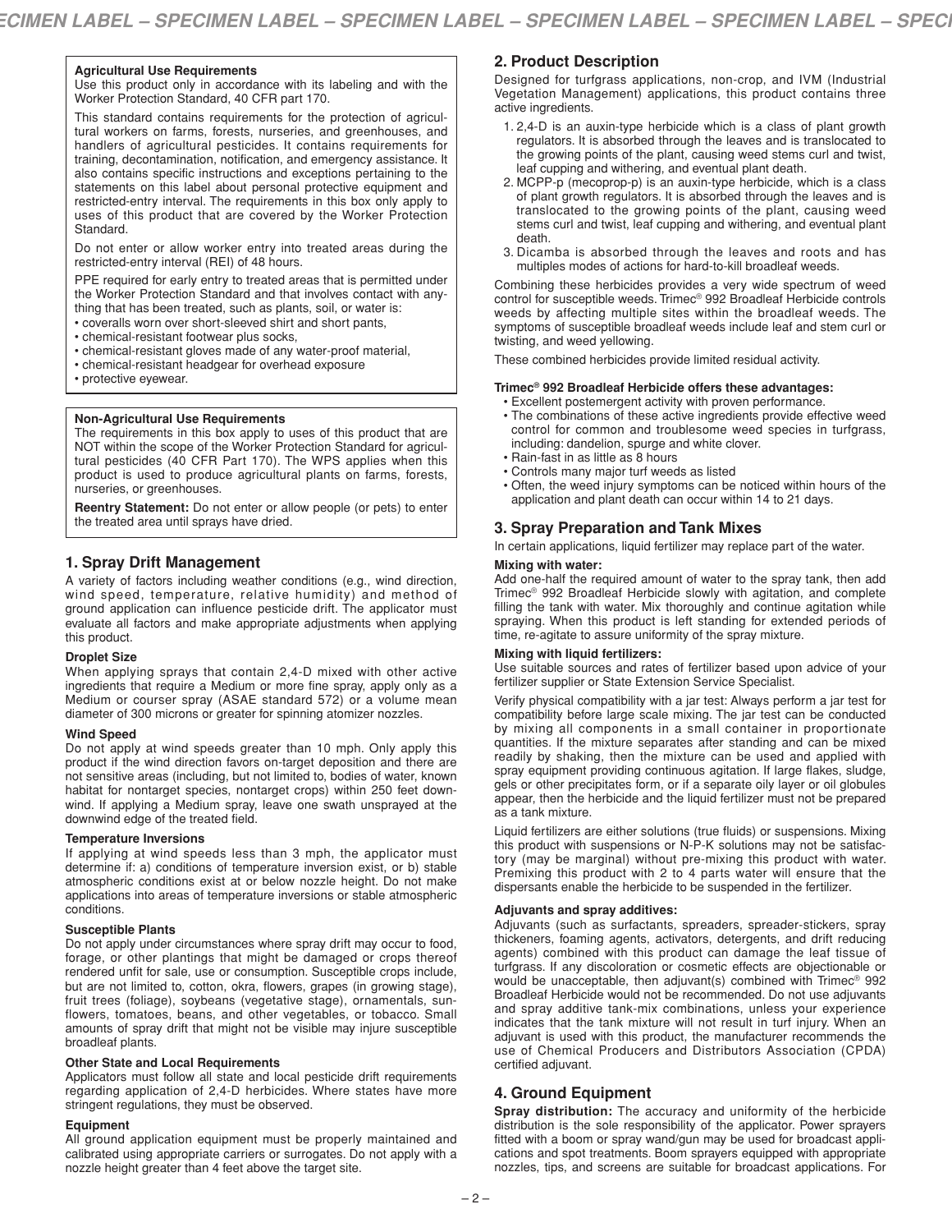**Agricultural Use Requirements**

Use this product only in accordance with its labeling and with the Worker Protection Standard, 40 CFR part 170.

This standard contains requirements for the protection of agricultural workers on farms, forests, nurseries, and greenhouses, and handlers of agricultural pesticides. It contains requirements for training, decontamination, notification, and emergency assistance. It also contains specific instructions and exceptions pertaining to the statements on this label about personal protective equipment and restricted-entry interval. The requirements in this box only apply to uses of this product that are covered by the Worker Protection Standard.

Do not enter or allow worker entry into treated areas during the restricted-entry interval (REI) of 48 hours.

PPE required for early entry to treated areas that is permitted under the Worker Protection Standard and that involves contact with anything that has been treated, such as plants, soil, or water is:

- coveralls worn over short-sleeved shirt and short pants,
- chemical-resistant footwear plus socks,
- chemical-resistant gloves made of any water-proof material,
- chemical-resistant headgear for overhead exposure
- protective eyewear.

**Non-Agricultural Use Requirements**

The requirements in this box apply to uses of this product that are NOT within the scope of the Worker Protection Standard for agricultural pesticides (40 CFR Part 170). The WPS applies when this product is used to produce agricultural plants on farms, forests, nurseries, or greenhouses.

**Reentry Statement:** Do not enter or allow people (or pets) to enter the treated area until sprays have dried.

## 1. Spray Drift Management

A variety of factors including weather conditions (e.g., wind direction, wind speed, temperature, relative humidity) and method of ground application can influence pesticide drift. The applicator must evaluate all factors and make appropriate adjustments when applying this product.

**Droplet Size**

When applying sprays that contain 2,4-D mixed with other active ingredients that require a Medium or more fine spray, apply only as a Medium or courser spray (ASAE standard 572) or a volume mean diameter of 300 microns or greater for spinning atomizer nozzles.

**Wind Speed**

Do not apply at wind speeds greater than 10 mph. Only apply this product if the wind direction favors on-target deposition and there are not sensitive areas (including, but not limited to, bodies of water, known habitat for nontarget species, nontarget crops) within 250 feet downwind. If applying a Medium spray, leave one swath unsprayed at the downwind edge of the treated field.

**Temperature Inversions**

If applying at wind speeds less than 3 mph, the applicator must determine if: a) conditions of temperature inversion exist, or b) stable atmospheric conditions exist at or below nozzle height. Do not make applications into areas of temperature inversions or stable atmospheric conditions.

**Susceptible Plants**

Do not apply under circumstances where spray drift may occur to food, forage, or other plantings that might be damaged or crops thereof rendered unfit for sale, use or consumption. Susceptible crops include, but are not limited to, cotton, okra, flowers, grapes (in growing stage), fruit trees (foliage), soybeans (vegetative stage), ornamentals, sunflowers, tomatoes, beans, and other vegetables, or tobacco. Small amounts of spray drift that might not be visible may injure susceptible broadleaf plants.

**Other State and Local Requirements**

Applicators must follow all state and local pesticide drift requirements regarding application of 2,4-D herbicides. Where states have more stringent regulations, they must be observed.

**Equipment**

All ground application equipment must be properly maintained and calibrated using appropriate carriers or surrogates. Do not apply with a nozzle height greater than 4 feet above the target site.

## 2. Product Description

Designed for turfgrass applications, non-crop, and IVM (Industrial Vegetation Management) applications, this product contains three active ingredients.

1. 2,4-D is an auxin-type herbicide which is a class of plant growth regulators. It is absorbed through the leaves and is translocated to the growing points of the plant, causing weed stems curl and twist, leaf cupping and withering, and eventual plant death.
2. MCPP-p (mecoprop-p) is an auxin-type herbicide, which is a class of plant growth regulators. It is absorbed through the leaves and is translocated to the growing points of the plant, causing weed stems curl and twist, leaf cupping and withering, and eventual plant death.
3. Dicamba is absorbed through the leaves and roots and has multiples modes of actions for hard-to-kill broadleaf weeds.

Combining these herbicides provides a very wide spectrum of weed control for susceptible weeds. Trimec® 992 Broadleaf Herbicide controls weeds by affecting multiple sites within the broadleaf weeds. The symptoms of susceptible broadleaf weeds include leaf and stem curl or twisting, and weed yellowing.

These combined herbicides provide limited residual activity.

**Trimec® 992 Broadleaf Herbicide offers these advantages:**

- Excellent postemergent activity with proven performance.
- The combinations of these active ingredients provide effective weed control for common and troublesome weed species in turfgrass, including: dandelion, spurge and white clover.
- Rain-fast in as little as 8 hours
- Controls many major turf weeds as listed
- Often, the weed injury symptoms can be noticed within hours of the application and plant death can occur within 14 to 21 days.

## 3. Spray Preparation and Tank Mixes

In certain applications, liquid fertilizer may replace part of the water.

**Mixing with water:**

Add one-half the required amount of water to the spray tank, then add Trimec® 992 Broadleaf Herbicide slowly with agitation, and complete filling the tank with water. Mix thoroughly and continue agitation while spraying. When this product is left standing for extended periods of time, re-agitate to assure uniformity of the spray mixture.

**Mixing with liquid fertilizers:**

Use suitable sources and rates of fertilizer based upon advice of your fertilizer supplier or State Extension Service Specialist.

Verify physical compatibility with a jar test: Always perform a jar test for compatibility before large scale mixing. The jar test can be conducted by mixing all components in a small container in proportionate quantities. If the mixture separates after standing and can be mixed readily by shaking, then the mixture can be used and applied with spray equipment providing continuous agitation. If large flakes, sludge, gels or other precipitates form, or if a separate oily layer or oil globules appear, then the herbicide and the liquid fertilizer must not be prepared as a tank mixture.

Liquid fertilizers are either solutions (true fluids) or suspensions. Mixing this product with suspensions or N-P-K solutions may not be satisfactory (may be marginal) without pre-mixing this product with water. Premixing this product with 2 to 4 parts water will ensure that the dispersants enable the herbicide to be suspended in the fertilizer.

**Adjuvants and spray additives:**

Adjuvants (such as surfactants, spreaders, spreader-stickers, spray thickeners, foaming agents, activators, detergents, and drift reducing agents) combined with this product can damage the leaf tissue of turfgrass. If any discoloration or cosmetic effects are objectionable or would be unacceptable, then adjuvant(s) combined with Trimec® 992 Broadleaf Herbicide would not be recommended. Do not use adjuvants and spray additive tank-mix combinations, unless your experience indicates that the tank mixture will not result in turf injury. When an adjuvant is used with this product, the manufacturer recommends the use of Chemical Producers and Distributors Association (CPDA) certified adjuvant.

## 4. Ground Equipment

**Spray distribution:** The accuracy and uniformity of the herbicide distribution is the sole responsibility of the applicator. Power sprayers fitted with a boom or spray wand/gun may be used for broadcast applications and spot treatments. Boom sprayers equipped with appropriate nozzles, tips, and screens are suitable for broadcast applications. For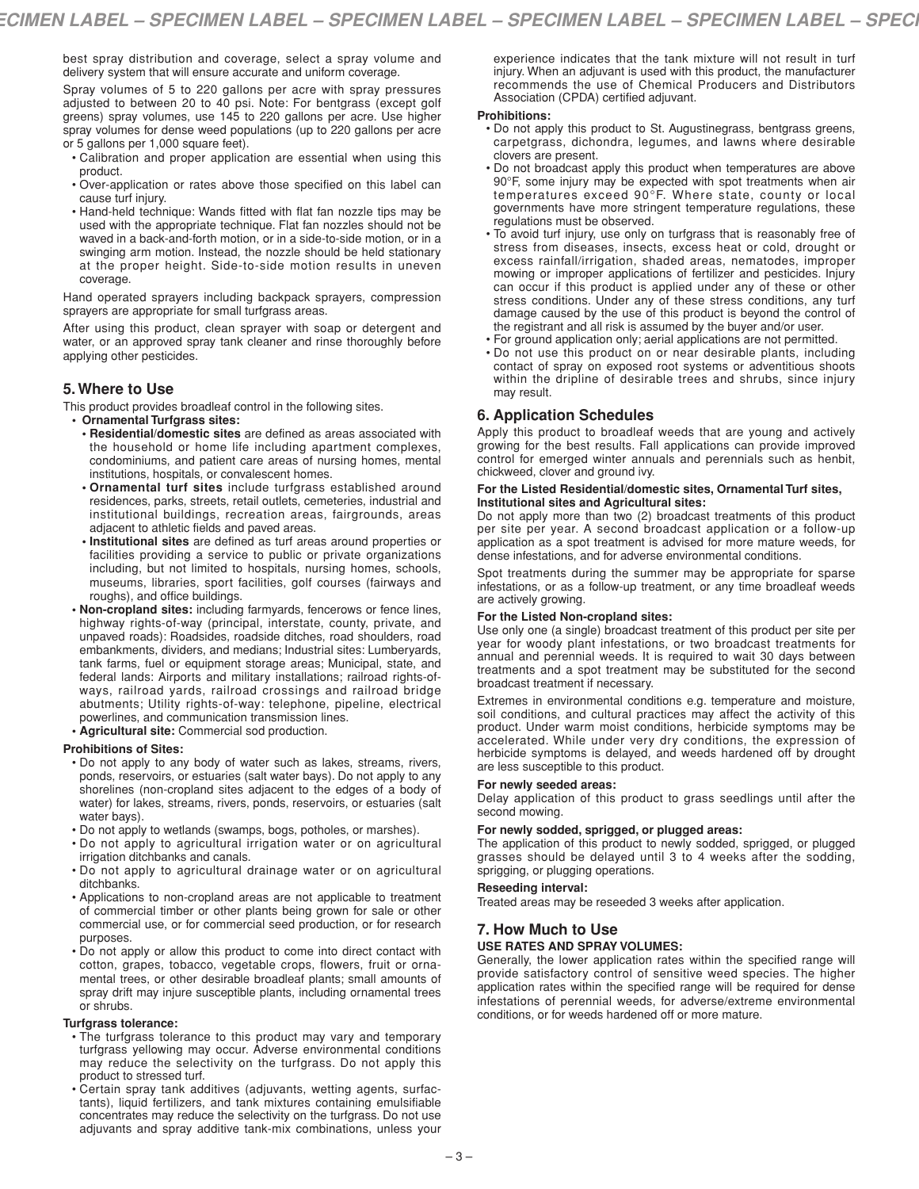best spray distribution and coverage, select a spray volume and delivery system that will ensure accurate and uniform coverage.

Spray volumes of 5 to 220 gallons per acre with spray pressures adjusted to between 20 to 40 psi. Note: For bentgrass (except golf greens) spray volumes, use 145 to 220 gallons per acre. Use higher spray volumes for dense weed populations (up to 220 gallons per acre or 5 gallons per 1,000 square feet).

- Calibration and proper application are essential when using this product.
- Over-application or rates above those specified on this label can cause turf injury.
- Hand-held technique: Wands fitted with flat fan nozzle tips may be used with the appropriate technique. Flat fan nozzles should not be waved in a back-and-forth motion, or in a side-to-side motion, or in a swinging arm motion. Instead, the nozzle should be held stationary at the proper height. Side-to-side motion results in uneven coverage.

Hand operated sprayers including backpack sprayers, compression sprayers are appropriate for small turfgrass areas.

After using this product, clean sprayer with soap or detergent and water, or an approved spray tank cleaner and rinse thoroughly before applying other pesticides.

## 5. Where to Use

This product provides broadleaf control in the following sites.

- **Ornamental Turfgrass sites:**
  - **Residential/domestic sites** are defined as areas associated with the household or home life including apartment complexes, condominiums, and patient care areas of nursing homes, mental institutions, hospitals, or convalescent homes.
  - **Ornamental turf sites** include turfgrass established around residences, parks, streets, retail outlets, cemeteries, industrial and institutional buildings, recreation areas, fairgrounds, areas adjacent to athletic fields and paved areas.
  - **Institutional sites** are defined as turf areas around properties or facilities providing a service to public or private organizations including, but not limited to hospitals, nursing homes, schools, museums, libraries, sport facilities, golf courses (fairways and roughs), and office buildings.
- **Non-cropland sites:** including farmyards, fencerows or fence lines, highway rights-of-way (principal, interstate, county, private, and unpaved roads): Roadsides, roadside ditches, road shoulders, road embankments, dividers, and medians; Industrial sites: Lumberyards, tank farms, fuel or equipment storage areas; Municipal, state, and federal lands: Airports and military installations; railroad rights-of-ways, railroad yards, railroad crossings and railroad bridge abutments; Utility rights-of-way: telephone, pipeline, electrical powerlines, and communication transmission lines.
- **Agricultural site:** Commercial sod production.

**Prohibitions of Sites:**

- Do not apply to any body of water such as lakes, streams, rivers, ponds, reservoirs, or estuaries (salt water bays). Do not apply to any shorelines (non-cropland sites adjacent to the edges of a body of water) for lakes, streams, rivers, ponds, reservoirs, or estuaries (salt water bays).
- Do not apply to wetlands (swamps, bogs, potholes, or marshes).
- Do not apply to agricultural irrigation water or on agricultural irrigation ditchbanks and canals.
- Do not apply to agricultural drainage water or on agricultural ditchbanks.
- Applications to non-cropland areas are not applicable to treatment of commercial timber or other plants being grown for sale or other commercial use, or for commercial seed production, or for research purposes.
- Do not apply or allow this product to come into direct contact with cotton, grapes, tobacco, vegetable crops, flowers, fruit or ornamental trees, or other desirable broadleaf plants; small amounts of spray drift may injure susceptible plants, including ornamental trees or shrubs.

**Turfgrass tolerance:**

- The turfgrass tolerance to this product may vary and temporary turfgrass yellowing may occur. Adverse environmental conditions may reduce the selectivity on the turfgrass. Do not apply this product to stressed turf.
- Certain spray tank additives (adjuvants, wetting agents, surfactants), liquid fertilizers, and tank mixtures containing emulsifiable concentrates may reduce the selectivity on the turfgrass. Do not use adjuvants and spray additive tank-mix combinations, unless your experience indicates that the tank mixture will not result in turf injury. When an adjuvant is used with this product, the manufacturer recommends the use of Chemical Producers and Distributors Association (CPDA) certified adjuvant.

**Prohibitions:**

- Do not apply this product to St. Augustinegrass, bentgrass greens, carpetgrass, dichondra, legumes, and lawns where desirable clovers are present.
- Do not broadcast apply this product when temperatures are above 90°F, some injury may be expected with spot treatments when air temperatures exceed 90°F. Where state, county or local governments have more stringent temperature regulations, these regulations must be observed.
- To avoid turf injury, use only on turfgrass that is reasonably free of stress from diseases, insects, excess heat or cold, drought or excess rainfall/irrigation, shaded areas, nematodes, improper mowing or improper applications of fertilizer and pesticides. Injury can occur if this product is applied under any of these or other stress conditions. Under any of these stress conditions, any turf damage caused by the use of this product is beyond the control of the registrant and all risk is assumed by the buyer and/or user.
- For ground application only; aerial applications are not permitted.
- Do not use this product on or near desirable plants, including contact of spray on exposed root systems or adventitious shoots within the dripline of desirable trees and shrubs, since injury may result.

## 6. Application Schedules

Apply this product to broadleaf weeds that are young and actively growing for the best results. Fall applications can provide improved control for emerged winter annuals and perennials such as henbit, chickweed, clover and ground ivy.

**For the Listed Residential/domestic sites, Ornamental Turf sites, Institutional sites and Agricultural sites:**

Do not apply more than two (2) broadcast treatments of this product per site per year. A second broadcast application or a follow-up application as a spot treatment is advised for more mature weeds, for dense infestations, and for adverse environmental conditions.

Spot treatments during the summer may be appropriate for sparse infestations, or as a follow-up treatment, or any time broadleaf weeds are actively growing.

**For the Listed Non-cropland sites:**

Use only one (a single) broadcast treatment of this product per site per year for woody plant infestations, or two broadcast treatments for annual and perennial weeds. It is required to wait 30 days between treatments and a spot treatment may be substituted for the second broadcast treatment if necessary.

Extremes in environmental conditions e.g. temperature and moisture, soil conditions, and cultural practices may affect the activity of this product. Under warm moist conditions, herbicide symptoms may be accelerated. While under very dry conditions, the expression of herbicide symptoms is delayed, and weeds hardened off by drought are less susceptible to this product.

**For newly seeded areas:**

Delay application of this product to grass seedlings until after the second mowing.

**For newly sodded, sprigged, or plugged areas:**

The application of this product to newly sodded, sprigged, or plugged grasses should be delayed until 3 to 4 weeks after the sodding, sprigging, or plugging operations.

**Reseeding interval:**

Treated areas may be reseeded 3 weeks after application.

## 7. How Much to Use

**USE RATES AND SPRAY VOLUMES:**

Generally, the lower application rates within the specified range will provide satisfactory control of sensitive weed species. The higher application rates within the specified range will be required for dense infestations of perennial weeds, for adverse/extreme environmental conditions, or for weeds hardened off or more mature.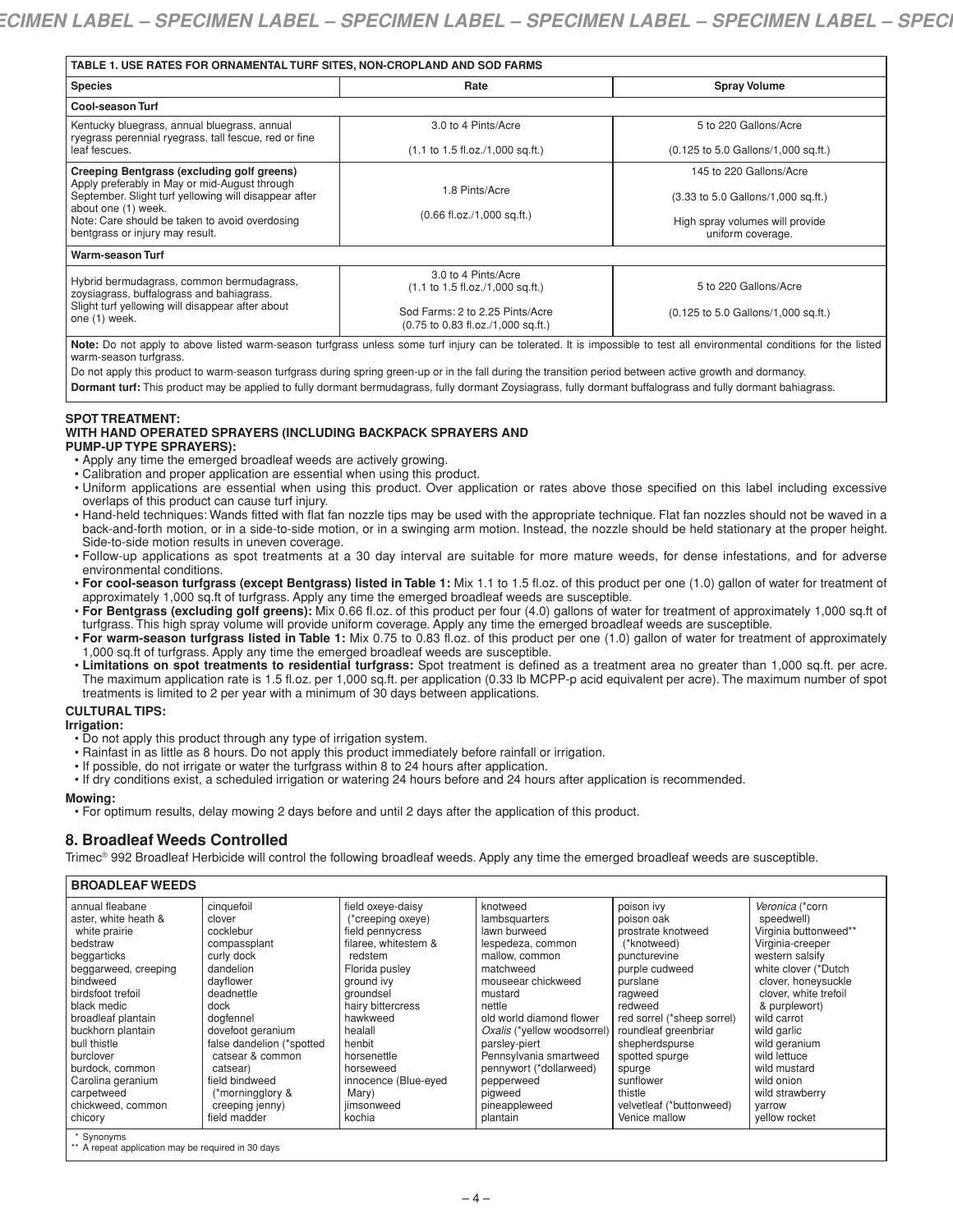| TABLE 1. USE RATES FOR ORNAMENTAL TURF SITES, NON-CROPLAND AND SOD FARMS | | |
|---|---|---|
| **Species** | **Rate** | **Spray Volume** |
| **Cool-season Turf** | | |
| Kentucky bluegrass, annual bluegrass, annual ryegrass perennial ryegrass, tall fescue, red or fine leaf fescues. | 3.0 to 4 Pints/Acre (1.1 to 1.5 fl.oz./1,000 sq.ft.) | 5 to 220 Gallons/Acre (0.125 to 5.0 Gallons/1,000 sq.ft.) |
| **Creeping Bentgrass (excluding golf greens)** Apply preferably in May or mid-August through September. Slight turf yellowing will disappear after about one (1) week. Note: Care should be taken to avoid overdosing bentgrass or injury may result. | 1.8 Pints/Acre (0.66 fl.oz./1,000 sq.ft.) | 145 to 220 Gallons/Acre (3.33 to 5.0 Gallons/1,000 sq.ft.) High spray volumes will provide uniform coverage. |
| **Warm-season Turf** | | |
| Hybrid bermudagrass, common bermudagrass, zoysiagrass, buffalograss and bahiagrass. Slight turf yellowing will disappear after about one (1) week. | 3.0 to 4 Pints/Acre (1.1 to 1.5 fl.oz./1,000 sq.ft.) Sod Farms: 2 to 2.25 Pints/Acre (0.75 to 0.83 fl.oz./1,000 sq.ft.) | 5 to 220 Gallons/Acre (0.125 to 5.0 Gallons/1,000 sq.ft.) |

**Note:** Do not apply to above listed warm-season turfgrass unless some turf injury can be tolerated. It is impossible to test all environmental conditions for the listed warm-season turfgrass.

Do not apply this product to warm-season turfgrass during spring green-up or in the fall during the transition period between active growth and dormancy.

**Dormant turf:** This product may be applied to fully dormant bermudagrass, fully dormant Zoysiagrass, fully dormant buffalograss and fully dormant bahiagrass.

**SPOT TREATMENT:**
**WITH HAND OPERATED SPRAYERS (INCLUDING BACKPACK SPRAYERS AND PUMP-UP TYPE SPRAYERS):**

- Apply any time the emerged broadleaf weeds are actively growing.
- Calibration and proper application are essential when using this product.
- Uniform applications are essential when using this product. Over application or rates above those specified on this label including excessive overlaps of this product can cause turf injury.
- Hand-held techniques: Wands fitted with flat fan nozzle tips may be used with the appropriate technique. Flat fan nozzles should not be waved in a back-and-forth motion, or in a side-to-side motion, or in a swinging arm motion. Instead, the nozzle should be held stationary at the proper height. Side-to-side motion results in uneven coverage.
- Follow-up applications as spot treatments at a 30 day interval are suitable for more mature weeds, for dense infestations, and for adverse environmental conditions.
- **For cool-season turfgrass (except Bentgrass) listed in Table 1:** Mix 1.1 to 1.5 fl.oz. of this product per one (1.0) gallon of water for treatment of approximately 1,000 sq.ft of turfgrass. Apply any time the emerged broadleaf weeds are susceptible.
- **For Bentgrass (excluding golf greens):** Mix 0.66 fl.oz. of this product per four (4.0) gallons of water for treatment of approximately 1,000 sq.ft of turfgrass. This high spray volume will provide uniform coverage. Apply any time the emerged broadleaf weeds are susceptible.
- **For warm-season turfgrass listed in Table 1:** Mix 0.75 to 0.83 fl.oz. of this product per one (1.0) gallon of water for treatment of approximately 1,000 sq.ft of turfgrass. Apply any time the emerged broadleaf weeds are susceptible.
- **Limitations on spot treatments to residential turfgrass:** Spot treatment is defined as a treatment area no greater than 1,000 sq.ft. per acre. The maximum application rate is 1.5 fl.oz. per 1,000 sq.ft. per application (0.33 lb MCPP-p acid equivalent per acre). The maximum number of spot treatments is limited to 2 per year with a minimum of 30 days between applications.

**CULTURAL TIPS:**

**Irrigation:**

- Do not apply this product through any type of irrigation system.
- Rainfast in as little as 8 hours. Do not apply this product immediately before rainfall or irrigation.
- If possible, do not irrigate or water the turfgrass within 8 to 24 hours after application.
- If dry conditions exist, a scheduled irrigation or watering 24 hours before and 24 hours after application is recommended.

**Mowing:**

- For optimum results, delay mowing 2 days before and until 2 days after the application of this product.

## 8. Broadleaf Weeds Controlled

Trimec® 992 Broadleaf Herbicide will control the following broadleaf weeds. Apply any time the emerged broadleaf weeds are susceptible.

**BROADLEAF WEEDS**

| | | | | | |
|---|---|---|---|---|---|
| annual fleabane | cinquefoil | field oxeye-daisy (*creeping oxeye) | knotweed | poison ivy | *Veronica* (*corn speedwell) |
| aster, white heath & white prairie | clover | field pennycress | lambsquarters | poison oak | Virginia buttonweed** |
| bedstraw | cocklebur | filaree, whitestem & redstem | lawn burweed | prostrate knotweed (*knotweed) | Virginia-creeper |
| beggarticks | compassplant | Florida pusley | lespedeza, common | puncturevine | western salsify |
| beggarweed, creeping | curly dock | ground ivy | mallow, common | purple cudweed | white clover (*Dutch clover, honeysuckle clover, white trefoil & purplewort) |
| bindweed | dandelion | groundsel | matchweed | purslane | wild carrot |
| birdsfoot trefoil | dayflower | hairy bittercress | mouseear chickweed | ragweed | wild garlic |
| black medic | deadnettle | hawkweed | mustard | redweed | wild geranium |
| broadleaf plantain | dock | healall | nettle | red sorrel (*sheep sorrel) | wild lettuce |
| buckhorn plantain | dogfennel | henbit | old world diamond flower | roundleaf greenbriar | wild mustard |
| bull thistle | dovefoot geranium | horsenettle | *Oxalis* (*yellow woodsorrel) | shepherdspurse | wild onion |
| burclover | false dandelion (*spotted catsear & common catsear) | horseweed | parsley-piert | spotted spurge | wild strawberry |
| burdock, common | field bindweed (*morningglory & creeping jenny) | innocence (Blue-eyed Mary) | Pennsylvania smartweed | spurge | yarrow |
| Carolina geranium | field madder | jimsonweed | pennywort (*dollarweed) | sunflower | yellow rocket |
| carpetweed | | kochia | pepperweed | thistle | |
| chickweed, common | | | pigweed | velvetleaf (*buttonweed) | |
| chicory | | | pineappleweed | Venice mallow | |
| | | | plantain | | |

\* Synonyms
** A repeat application may be required in 30 days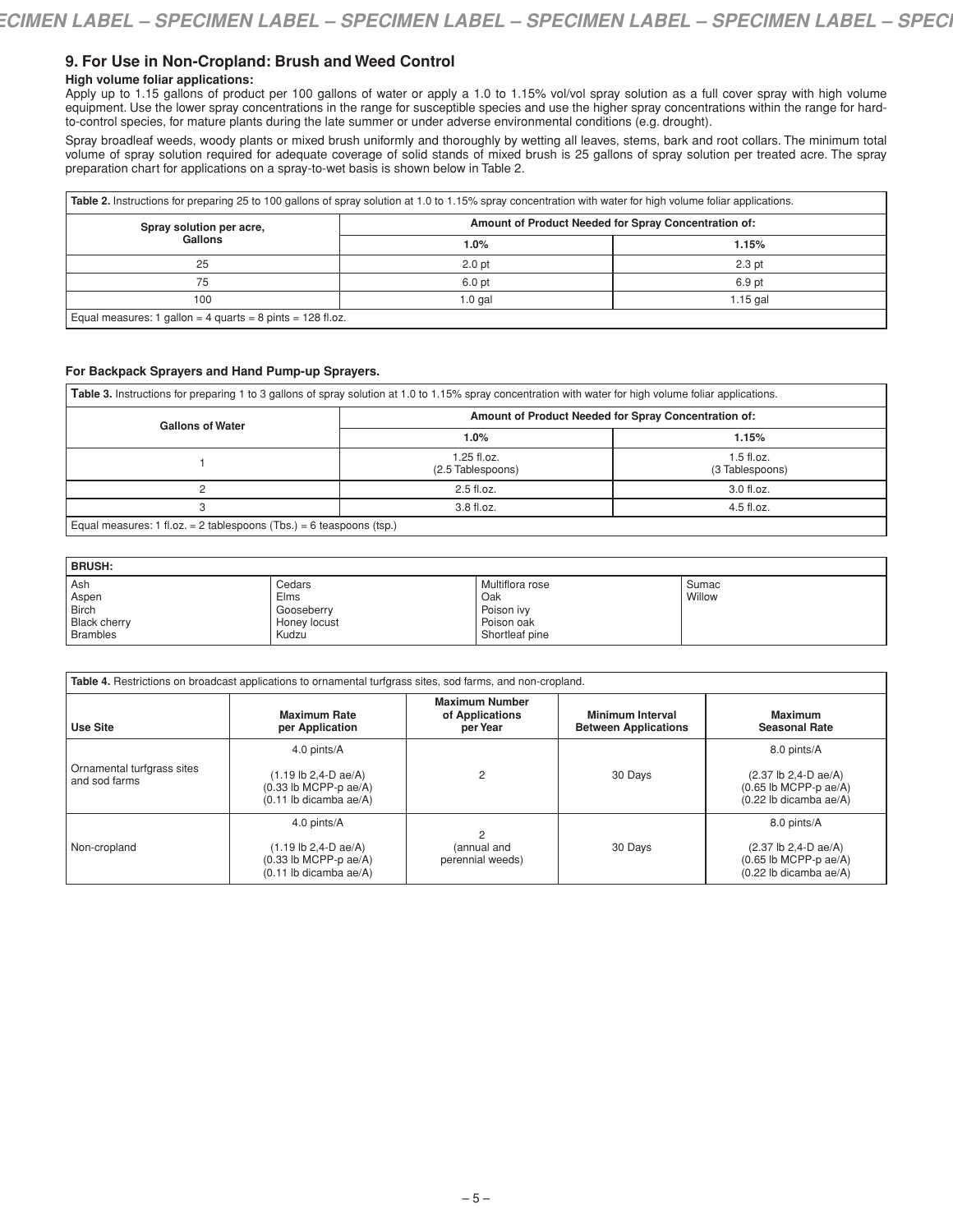## 9. For Use in Non-Cropland: Brush and Weed Control

**High volume foliar applications:**

Apply up to 1.15 gallons of product per 100 gallons of water or apply a 1.0 to 1.15% vol/vol spray solution as a full cover spray with high volume equipment. Use the lower spray concentrations in the range for susceptible species and use the higher spray concentrations within the range for hard-to-control species, for mature plants during the late summer or under adverse environmental conditions (e.g. drought).

Spray broadleaf weeds, woody plants or mixed brush uniformly and thoroughly by wetting all leaves, stems, bark and root collars. The minimum total volume of spray solution required for adequate coverage of solid stands of mixed brush is 25 gallons of spray solution per treated acre. The spray preparation chart for applications on a spray-to-wet basis is shown below in Table 2.

**Table 2.** Instructions for preparing 25 to 100 gallons of spray solution at 1.0 to 1.15% spray concentration with water for high volume foliar applications.

| Spray solution per acre, Gallons | Amount of Product Needed for Spray Concentration of: | |
|---|---|---|
| | 1.0% | 1.15% |
| 25 | 2.0 pt | 2.3 pt |
| 75 | 6.0 pt | 6.9 pt |
| 100 | 1.0 gal | 1.15 gal |

Equal measures: 1 gallon = 4 quarts = 8 pints = 128 fl.oz.

**For Backpack Sprayers and Hand Pump-up Sprayers.**

**Table 3.** Instructions for preparing 1 to 3 gallons of spray solution at 1.0 to 1.15% spray concentration with water for high volume foliar applications.

| Gallons of Water | Amount of Product Needed for Spray Concentration of: | |
|---|---|---|
| | 1.0% | 1.15% |
| 1 | 1.25 fl.oz. (2.5 Tablespoons) | 1.5 fl.oz. (3 Tablespoons) |
| 2 | 2.5 fl.oz. | 3.0 fl.oz. |
| 3 | 3.8 fl.oz. | 4.5 fl.oz. |

Equal measures: 1 fl.oz. = 2 tablespoons (Tbs.) = 6 teaspoons (tsp.)

| BRUSH: | | | |
|---|---|---|---|
| Ash | Cedars | Multiflora rose | Sumac |
| Aspen | Elms | Oak | Willow |
| Birch | Gooseberry | Poison ivy | |
| Black cherry | Honey locust | Poison oak | |
| Brambles | Kudzu | Shortleaf pine | |

**Table 4.** Restrictions on broadcast applications to ornamental turfgrass sites, sod farms, and non-cropland.

| Use Site | Maximum Rate per Application | Maximum Number of Applications per Year | Minimum Interval Between Applications | Maximum Seasonal Rate |
|---|---|---|---|---|
| Ornamental turfgrass sites and sod farms | 4.0 pints/A (1.19 lb 2,4-D ae/A) (0.33 lb MCPP-p ae/A) (0.11 lb dicamba ae/A) | 2 | 30 Days | 8.0 pints/A (2.37 lb 2,4-D ae/A) (0.65 lb MCPP-p ae/A) (0.22 lb dicamba ae/A) |
| Non-cropland | 4.0 pints/A (1.19 lb 2,4-D ae/A) (0.33 lb MCPP-p ae/A) (0.11 lb dicamba ae/A) | 2 (annual and perennial weeds) | 30 Days | 8.0 pints/A (2.37 lb 2,4-D ae/A) (0.65 lb MCPP-p ae/A) (0.22 lb dicamba ae/A) |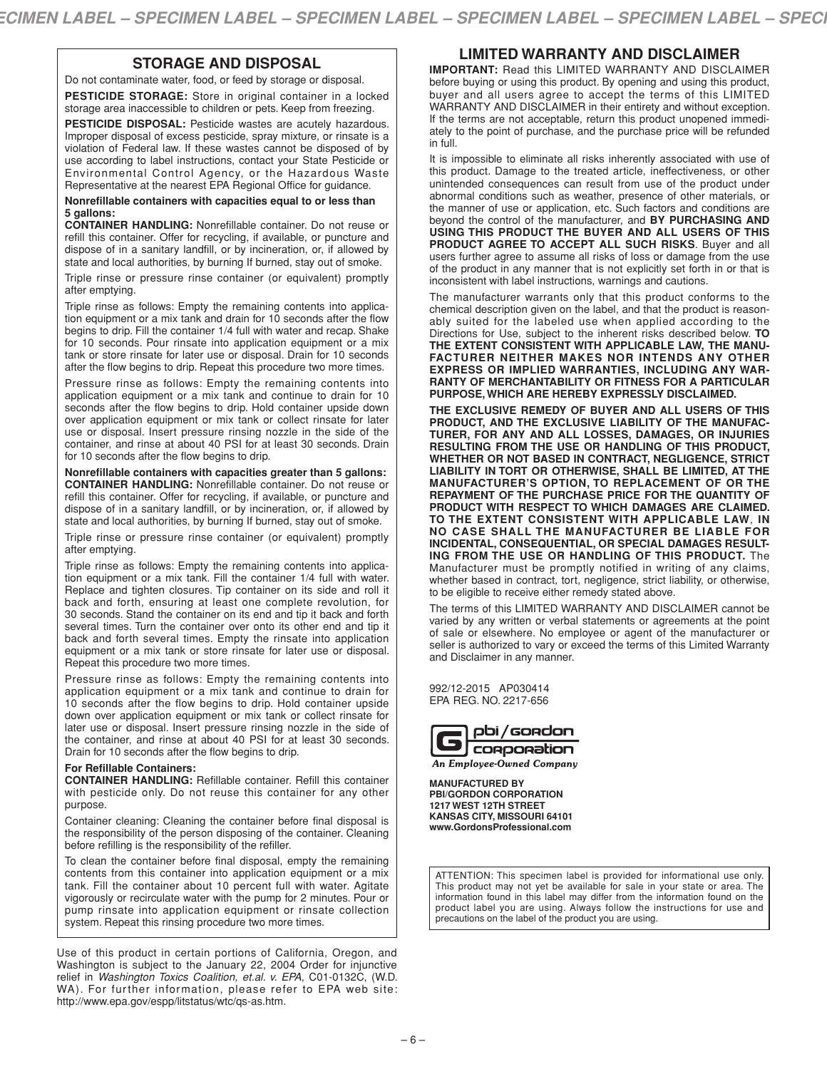## STORAGE AND DISPOSAL

Do not contaminate water, food, or feed by storage or disposal.

**PESTICIDE STORAGE:** Store in original container in a locked storage area inaccessible to children or pets. Keep from freezing.

**PESTICIDE DISPOSAL:** Pesticide wastes are acutely hazardous. Improper disposal of excess pesticide, spray mixture, or rinsate is a violation of Federal law. If these wastes cannot be disposed of by use according to label instructions, contact your State Pesticide or Environmental Control Agency, or the Hazardous Waste Representative at the nearest EPA Regional Office for guidance.

**Nonrefillable containers with capacities equal to or less than 5 gallons:**
**CONTAINER HANDLING:** Nonrefillable container. Do not reuse or refill this container. Offer for recycling, if available, or puncture and dispose of in a sanitary landfill, or by incineration, or, if allowed by state and local authorities, by burning If burned, stay out of smoke.

Triple rinse or pressure rinse container (or equivalent) promptly after emptying.

Triple rinse as follows: Empty the remaining contents into application equipment or a mix tank and drain for 10 seconds after the flow begins to drip. Fill the container 1/4 full with water and recap. Shake for 10 seconds. Pour rinsate into application equipment or a mix tank or store rinsate for later use or disposal. Drain for 10 seconds after the flow begins to drip. Repeat this procedure two more times.

Pressure rinse as follows: Empty the remaining contents into application equipment or a mix tank and continue to drain for 10 seconds after the flow begins to drip. Hold container upside down over application equipment or mix tank or collect rinsate for later use or disposal. Insert pressure rinsing nozzle in the side of the container, and rinse at about 40 PSI for at least 30 seconds. Drain for 10 seconds after the flow begins to drip.

**Nonrefillable containers with capacities greater than 5 gallons:**
**CONTAINER HANDLING:** Nonrefillable container. Do not reuse or refill this container. Offer for recycling, if available, or puncture and dispose of in a sanitary landfill, or by incineration, or, if allowed by state and local authorities, by burning If burned, stay out of smoke.

Triple rinse or pressure rinse container (or equivalent) promptly after emptying.

Triple rinse as follows: Empty the remaining contents into application equipment or a mix tank. Fill the container 1/4 full with water. Replace and tighten closures. Tip container on its side and roll it back and forth, ensuring at least one complete revolution, for 30 seconds. Stand the container on its end and tip it back and forth several times. Turn the container over onto its other end and tip it back and forth several times. Empty the rinsate into application equipment or a mix tank or store rinsate for later use or disposal. Repeat this procedure two more times.

Pressure rinse as follows: Empty the remaining contents into application equipment or a mix tank and continue to drain for 10 seconds after the flow begins to drip. Hold container upside down over application equipment or mix tank or collect rinsate for later use or disposal. Insert pressure rinsing nozzle in the side of the container, and rinse at about 40 PSI for at least 30 seconds. Drain for 10 seconds after the flow begins to drip.

**For Refillable Containers:**
**CONTAINER HANDLING:** Refillable container. Refill this container with pesticide only. Do not reuse this container for any other purpose.

Container cleaning: Cleaning the container before final disposal is the responsibility of the person disposing of the container. Cleaning before refilling is the responsibility of the refiller.

To clean the container before final disposal, empty the remaining contents from this container into application equipment or a mix tank. Fill the container about 10 percent full with water. Agitate vigorously or recirculate water with the pump for 2 minutes. Pour or pump rinsate into application equipment or rinsate collection system. Repeat this rinsing procedure two more times.

Use of this product in certain portions of California, Oregon, and Washington is subject to the January 22, 2004 Order for injunctive relief in *Washington Toxics Coalition, et.al. v. EPA*, C01-0132C, (W.D. WA). For further information, please refer to EPA web site: http://www.epa.gov/espp/litstatus/wtc/qs-as.htm.

## LIMITED WARRANTY AND DISCLAIMER

**IMPORTANT:** Read this LIMITED WARRANTY AND DISCLAIMER before buying or using this product. By opening and using this product, buyer and all users agree to accept the terms of this LIMITED WARRANTY AND DISCLAIMER in their entirety and without exception. If the terms are not acceptable, return this product unopened immediately to the point of purchase, and the purchase price will be refunded in full.

It is impossible to eliminate all risks inherently associated with use of this product. Damage to the treated article, ineffectiveness, or other unintended consequences can result from use of the product under abnormal conditions such as weather, presence of other materials, or the manner of use or application, etc. Such factors and conditions are beyond the control of the manufacturer, and **BY PURCHASING AND USING THIS PRODUCT THE BUYER AND ALL USERS OF THIS PRODUCT AGREE TO ACCEPT ALL SUCH RISKS**. Buyer and all users further agree to assume all risks of loss or damage from the use of the product in any manner that is not explicitly set forth in or that is inconsistent with label instructions, warnings and cautions.

The manufacturer warrants only that this product conforms to the chemical description given on the label, and that the product is reasonably suited for the labeled use when applied according to the Directions for Use, subject to the inherent risks described below. **TO THE EXTENT CONSISTENT WITH APPLICABLE LAW, THE MANUFACTURER NEITHER MAKES NOR INTENDS ANY OTHER EXPRESS OR IMPLIED WARRANTIES, INCLUDING ANY WARRANTY OF MERCHANTABILITY OR FITNESS FOR A PARTICULAR PURPOSE, WHICH ARE HEREBY EXPRESSLY DISCLAIMED.**

**THE EXCLUSIVE REMEDY OF BUYER AND ALL USERS OF THIS PRODUCT, AND THE EXCLUSIVE LIABILITY OF THE MANUFACTURER, FOR ANY AND ALL LOSSES, DAMAGES, OR INJURIES RESULTING FROM THE USE OR HANDLING OF THIS PRODUCT, WHETHER OR NOT BASED IN CONTRACT, NEGLIGENCE, STRICT LIABILITY IN TORT OR OTHERWISE, SHALL BE LIMITED, AT THE MANUFACTURER'S OPTION, TO REPLACEMENT OF OR THE REPAYMENT OF THE PURCHASE PRICE FOR THE QUANTITY OF PRODUCT WITH RESPECT TO WHICH DAMAGES ARE CLAIMED. TO THE EXTENT CONSISTENT WITH APPLICABLE LAW, IN NO CASE SHALL THE MANUFACTURER BE LIABLE FOR INCIDENTAL, CONSEQUENTIAL, OR SPECIAL DAMAGES RESULTING FROM THE USE OR HANDLING OF THIS PRODUCT.** The Manufacturer must be promptly notified in writing of any claims, whether based in contract, tort, negligence, strict liability, or otherwise, to be eligible to receive either remedy stated above.

The terms of this LIMITED WARRANTY AND DISCLAIMER cannot be varied by any written or verbal statements or agreements at the point of sale or elsewhere. No employee or agent of the manufacturer or seller is authorized to vary or exceed the terms of this Limited Warranty and Disclaimer in any manner.

992/12-2015 AP030414
EPA REG. NO. 2217-656

pbi/gordon corporation
*An Employee-Owned Company*

**MANUFACTURED BY**
**PBI/GORDON CORPORATION**
**1217 WEST 12TH STREET**
**KANSAS CITY, MISSOURI 64101**
**www.GordonsProfessional.com**

ATTENTION: This specimen label is provided for informational use only. This product may not yet be available for sale in your state or area. The information found in this label may differ from the information found on the product label you are using. Always follow the instructions for use and precautions on the label of the product you are using.